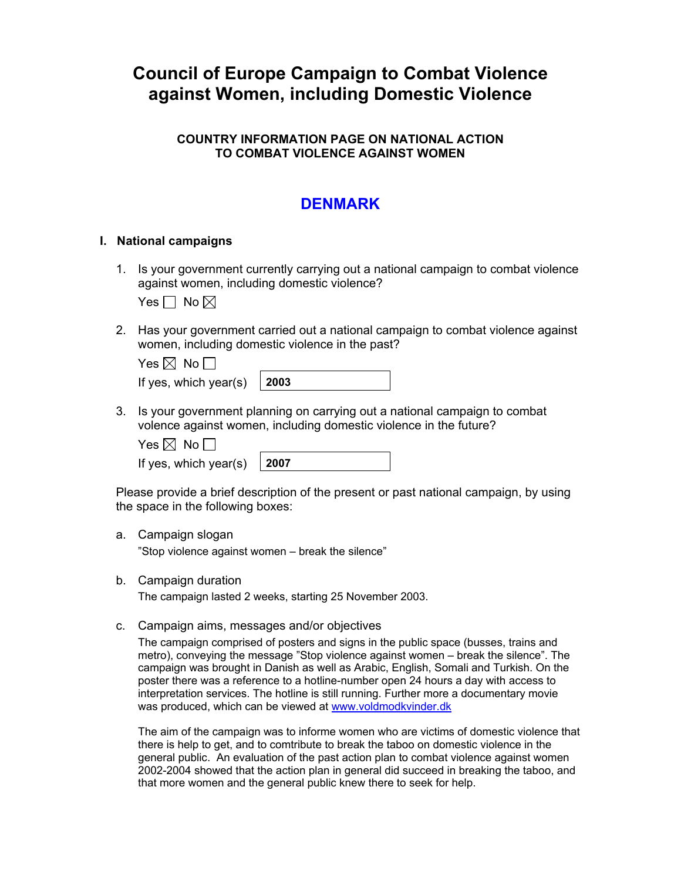# Council of Europe Campaign to Combat Violence against Women, including Domestic Violence

### COUNTRY INFORMATION PAGE ON NATIONAL ACTION TO COMBAT VIOLENCE AGAINST WOMEN

## DENMARK

### I. National campaigns

1. Is your government currently carrying out a national campaign to combat violence against women, including domestic violence?

   Yes ☐ No ☒

2. Has your government carried out a national campaign to combat violence against women, including domestic violence in the past?

   Yes ☒ No ☐

   If yes, which year(s) **2003**

3. Is your government planning on carrying out a national campaign to combat volence against women, including domestic violence in the future?

   Yes ☒ No ☐

   If yes, which year(s) **2007**

Please provide a brief description of the present or past national campaign, by using the space in the following boxes:

a. Campaign slogan

   ”Stop violence against women – break the silence”

b. Campaign duration

   The campaign lasted 2 weeks, starting 25 November 2003.

c. Campaign aims, messages and/or objectives

   The campaign comprised of posters and signs in the public space (busses, trains and metro), conveying the message ”Stop violence against women – break the silence”. The campaign was brought in Danish as well as Arabic, English, Somali and Turkish. On the poster there was a reference to a hotline-number open 24 hours a day with access to interpretation services. The hotline is still running. Further more a documentary movie was produced, which can be viewed at [www.voldmodkvinder.dk](http://www.voldmodkvinder.dk)

   The aim of the campaign was to informe women who are victims of domestic violence that there is help to get, and to comtribute to break the taboo on domestic violence in the general public. An evaluation of the past action plan to combat violence against women 2002-2004 showed that the action plan in general did succeed in breaking the taboo, and that more women and the general public knew there to seek for help.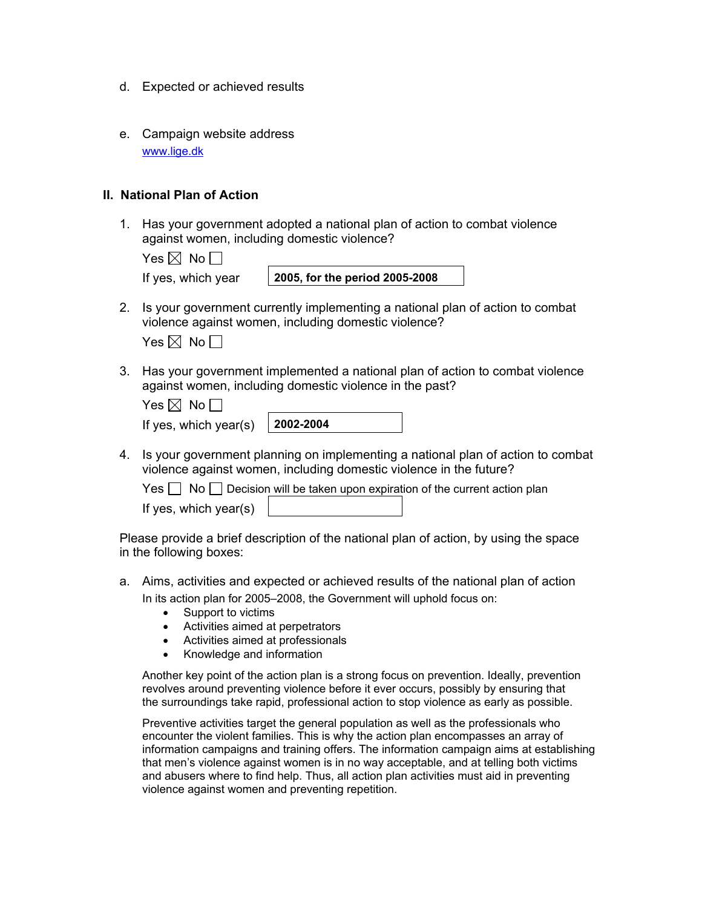d. Expected or achieved results

e. Campaign website address
   [www.lige.dk](http://www.lige.dk)

## II. National Plan of Action

1. Has your government adopted a national plan of action to combat violence against women, including domestic violence?

   Yes ☒ No ☐

   If yes, which year: **2005, for the period 2005-2008**

2. Is your government currently implementing a national plan of action to combat violence against women, including domestic violence?

   Yes ☒ No ☐

3. Has your government implemented a national plan of action to combat violence against women, including domestic violence in the past?

   Yes ☒ No ☐

   If yes, which year(s): **2002-2004**

4. Is your government planning on implementing a national plan of action to combat violence against women, including domestic violence in the future?

   Yes ☐ No ☐ Decision will be taken upon expiration of the current action plan

   If yes, which year(s):

Please provide a brief description of the national plan of action, by using the space in the following boxes:

a. Aims, activities and expected or achieved results of the national plan of action

   In its action plan for 2005–2008, the Government will uphold focus on:

   - Support to victims
   - Activities aimed at perpetrators
   - Activities aimed at professionals
   - Knowledge and information

   Another key point of the action plan is a strong focus on prevention. Ideally, prevention revolves around preventing violence before it ever occurs, possibly by ensuring that the surroundings take rapid, professional action to stop violence as early as possible.

   Preventive activities target the general population as well as the professionals who encounter the violent families. This is why the action plan encompasses an array of information campaigns and training offers. The information campaign aims at establishing that men's violence against women is in no way acceptable, and at telling both victims and abusers where to find help. Thus, all action plan activities must aid in preventing violence against women and preventing repetition.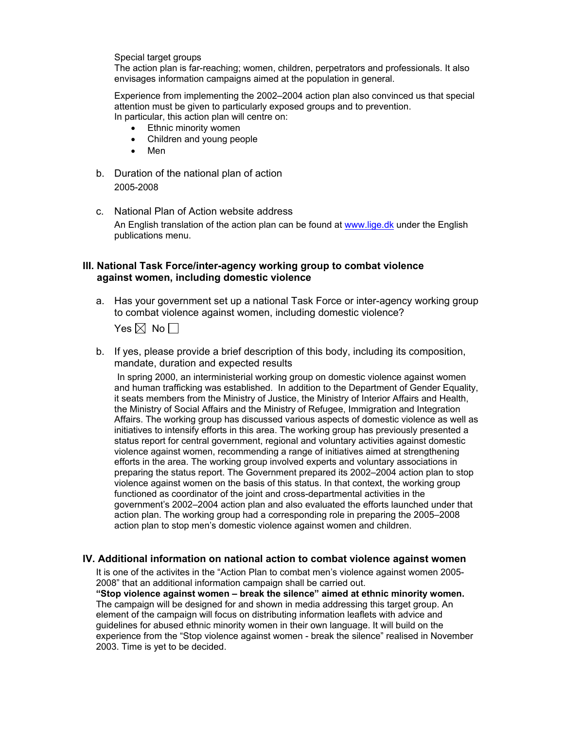Special target groups

The action plan is far-reaching; women, children, perpetrators and professionals. It also envisages information campaigns aimed at the population in general.

Experience from implementing the 2002–2004 action plan also convinced us that special attention must be given to particularly exposed groups and to prevention.
In particular, this action plan will centre on:

- Ethnic minority women
- Children and young people
- Men

b. Duration of the national plan of action

2005-2008

c. National Plan of Action website address

An English translation of the action plan can be found at [www.lige.dk](http://www.lige.dk) under the English publications menu.

## III. National Task Force/inter-agency working group to combat violence against women, including domestic violence

a. Has your government set up a national Task Force or inter-agency working group to combat violence against women, including domestic violence?

Yes ☒ No ☐

b. If yes, please provide a brief description of this body, including its composition, mandate, duration and expected results

In spring 2000, an interministerial working group on domestic violence against women and human trafficking was established. In addition to the Department of Gender Equality, it seats members from the Ministry of Justice, the Ministry of Interior Affairs and Health, the Ministry of Social Affairs and the Ministry of Refugee, Immigration and Integration Affairs. The working group has discussed various aspects of domestic violence as well as initiatives to intensify efforts in this area. The working group has previously presented a status report for central government, regional and voluntary activities against domestic violence against women, recommending a range of initiatives aimed at strengthening efforts in the area. The working group involved experts and voluntary associations in preparing the status report. The Government prepared its 2002–2004 action plan to stop violence against women on the basis of this status. In that context, the working group functioned as coordinator of the joint and cross-departmental activities in the government's 2002–2004 action plan and also evaluated the efforts launched under that action plan. The working group had a corresponding role in preparing the 2005–2008 action plan to stop men's domestic violence against women and children.

## IV. Additional information on national action to combat violence against women

It is one of the activites in the "Action Plan to combat men's violence against women 2005-2008" that an additional information campaign shall be carried out.

**"Stop violence against women – break the silence" aimed at ethnic minority women.** The campaign will be designed for and shown in media addressing this target group. An element of the campaign will focus on distributing information leaflets with advice and guidelines for abused ethnic minority women in their own language. It will build on the experience from the "Stop violence against women - break the silence" realised in November 2003. Time is yet to be decided.